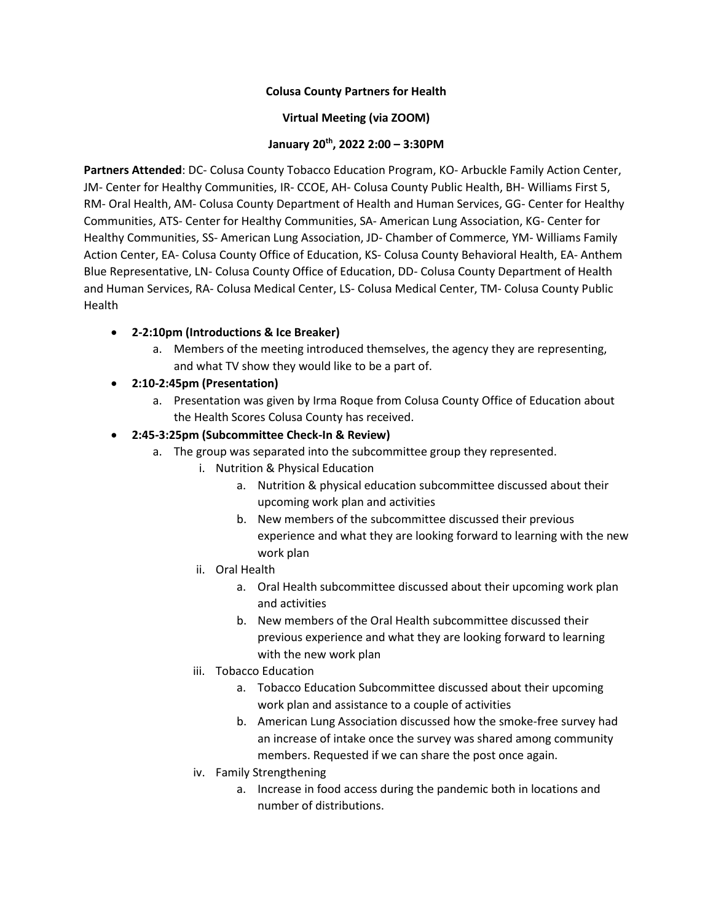**Colusa County Partners for Health**

**Virtual Meeting (via ZOOM)**

**January 20th, 2022 2:00 – 3:30PM**

**Partners Attended**: DC- Colusa County Tobacco Education Program, KO- Arbuckle Family Action Center, JM- Center for Healthy Communities, IR- CCOE, AH- Colusa County Public Health, BH- Williams First 5, RM- Oral Health, AM- Colusa County Department of Health and Human Services, GG- Center for Healthy Communities, ATS- Center for Healthy Communities, SA- American Lung Association, KG- Center for Healthy Communities, SS- American Lung Association, JD- Chamber of Commerce, YM- Williams Family Action Center, EA- Colusa County Office of Education, KS- Colusa County Behavioral Health, EA- Anthem Blue Representative, LN- Colusa County Office of Education, DD- Colusa County Department of Health and Human Services, RA- Colusa Medical Center, LS- Colusa Medical Center, TM- Colusa County Public Health

- **2-2:10pm (Introductions & Ice Breaker)**
  - a. Members of the meeting introduced themselves, the agency they are representing, and what TV show they would like to be a part of.
- **2:10-2:45pm (Presentation)**
  - a. Presentation was given by Irma Roque from Colusa County Office of Education about the Health Scores Colusa County has received.
- **2:45-3:25pm (Subcommittee Check-In & Review)**
  - a. The group was separated into the subcommittee group they represented.
    - i. Nutrition & Physical Education
      - a. Nutrition & physical education subcommittee discussed about their upcoming work plan and activities
      - b. New members of the subcommittee discussed their previous experience and what they are looking forward to learning with the new work plan
    - ii. Oral Health
      - a. Oral Health subcommittee discussed about their upcoming work plan and activities
      - b. New members of the Oral Health subcommittee discussed their previous experience and what they are looking forward to learning with the new work plan
    - iii. Tobacco Education
      - a. Tobacco Education Subcommittee discussed about their upcoming work plan and assistance to a couple of activities
      - b. American Lung Association discussed how the smoke-free survey had an increase of intake once the survey was shared among community members. Requested if we can share the post once again.
    - iv. Family Strengthening
      - a. Increase in food access during the pandemic both in locations and number of distributions.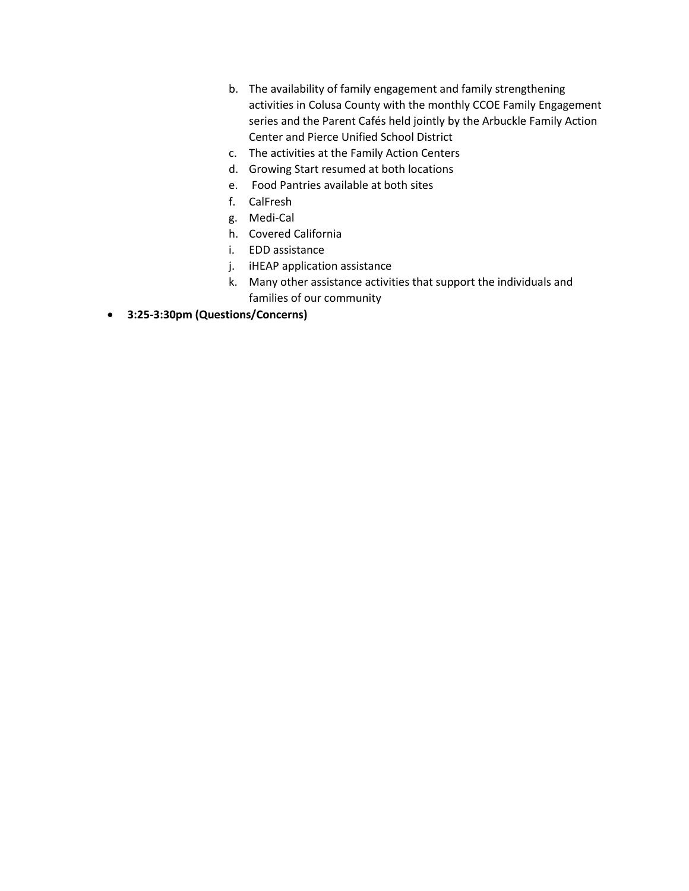b. The availability of family engagement and family strengthening activities in Colusa County with the monthly CCOE Family Engagement series and the Parent Cafés held jointly by the Arbuckle Family Action Center and Pierce Unified School District
c. The activities at the Family Action Centers
d. Growing Start resumed at both locations
e. Food Pantries available at both sites
f. CalFresh
g. Medi-Cal
h. Covered California
i. EDD assistance
j. iHEAP application assistance
k. Many other assistance activities that support the individuals and families of our community

- **3:25-3:30pm (Questions/Concerns)**